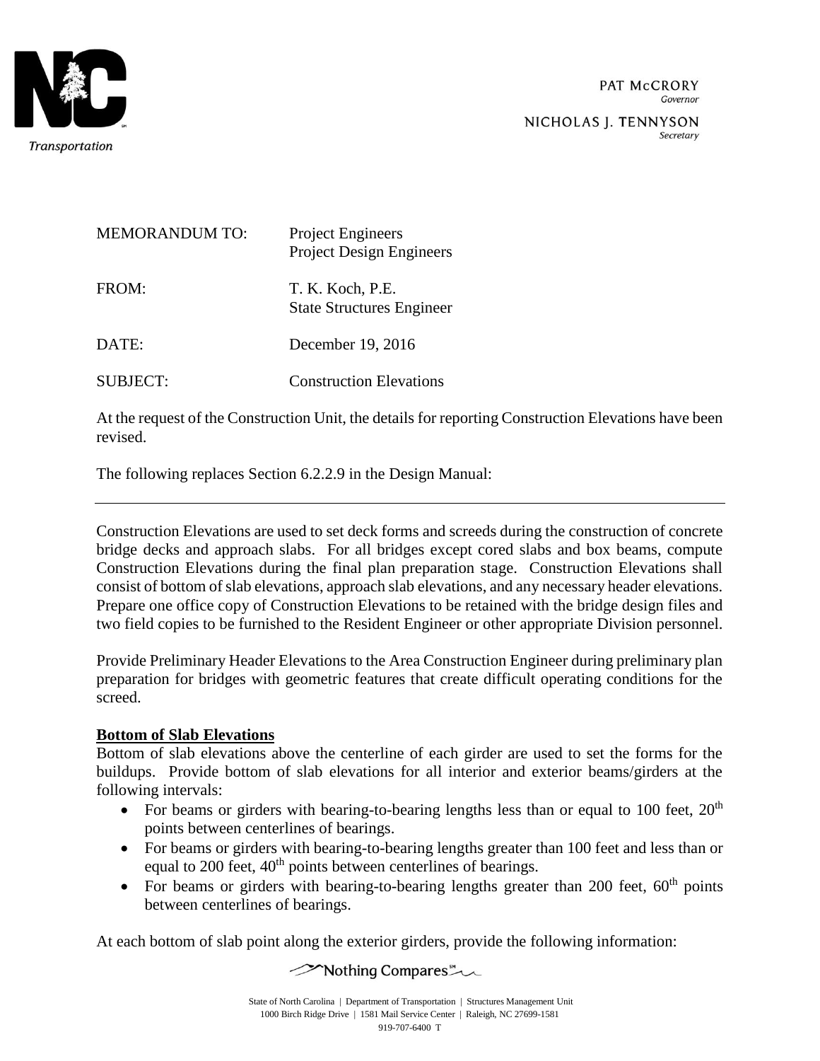PAT McCRORY
*Governor*

NICHOLAS J. TENNYSON
*Secretary*

| | |
|---|---|
| MEMORANDUM TO: | Project Engineers<br>Project Design Engineers |
| FROM: | T. K. Koch, P.E.<br>State Structures Engineer |
| DATE: | December 19, 2016 |
| SUBJECT: | Construction Elevations |

At the request of the Construction Unit, the details for reporting Construction Elevations have been revised.

The following replaces Section 6.2.2.9 in the Design Manual:

---

Construction Elevations are used to set deck forms and screeds during the construction of concrete bridge decks and approach slabs. For all bridges except cored slabs and box beams, compute Construction Elevations during the final plan preparation stage. Construction Elevations shall consist of bottom of slab elevations, approach slab elevations, and any necessary header elevations. Prepare one office copy of Construction Elevations to be retained with the bridge design files and two field copies to be furnished to the Resident Engineer or other appropriate Division personnel.

Provide Preliminary Header Elevations to the Area Construction Engineer during preliminary plan preparation for bridges with geometric features that create difficult operating conditions for the screed.

**Bottom of Slab Elevations**

Bottom of slab elevations above the centerline of each girder are used to set the forms for the buildups. Provide bottom of slab elevations for all interior and exterior beams/girders at the following intervals:

- For beams or girders with bearing-to-bearing lengths less than or equal to 100 feet, $20^{th}$ points between centerlines of bearings.
- For beams or girders with bearing-to-bearing lengths greater than 100 feet and less than or equal to 200 feet, $40^{th}$ points between centerlines of bearings.
- For beams or girders with bearing-to-bearing lengths greater than 200 feet, $60^{th}$ points between centerlines of bearings.

At each bottom of slab point along the exterior girders, provide the following information: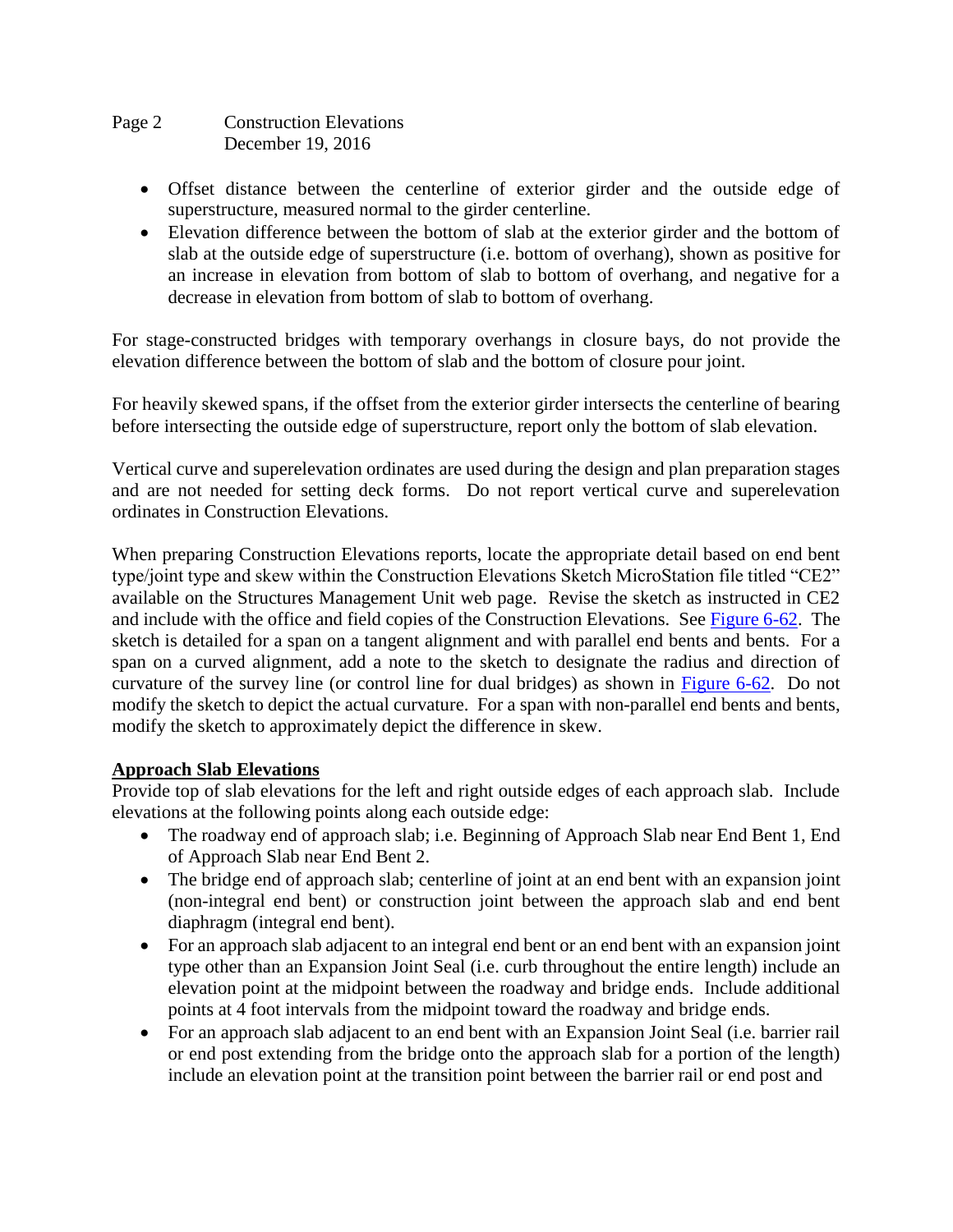- Offset distance between the centerline of exterior girder and the outside edge of superstructure, measured normal to the girder centerline.
- Elevation difference between the bottom of slab at the exterior girder and the bottom of slab at the outside edge of superstructure (i.e. bottom of overhang), shown as positive for an increase in elevation from bottom of slab to bottom of overhang, and negative for a decrease in elevation from bottom of slab to bottom of overhang.

For stage-constructed bridges with temporary overhangs in closure bays, do not provide the elevation difference between the bottom of slab and the bottom of closure pour joint.

For heavily skewed spans, if the offset from the exterior girder intersects the centerline of bearing before intersecting the outside edge of superstructure, report only the bottom of slab elevation.

Vertical curve and superelevation ordinates are used during the design and plan preparation stages and are not needed for setting deck forms. Do not report vertical curve and superelevation ordinates in Construction Elevations.

When preparing Construction Elevations reports, locate the appropriate detail based on end bent type/joint type and skew within the Construction Elevations Sketch MicroStation file titled "CE2" available on the Structures Management Unit web page. Revise the sketch as instructed in CE2 and include with the office and field copies of the Construction Elevations. See Figure 6-62. The sketch is detailed for a span on a tangent alignment and with parallel end bents and bents. For a span on a curved alignment, add a note to the sketch to designate the radius and direction of curvature of the survey line (or control line for dual bridges) as shown in Figure 6-62. Do not modify the sketch to depict the actual curvature. For a span with non-parallel end bents and bents, modify the sketch to approximately depict the difference in skew.

## Approach Slab Elevations

Provide top of slab elevations for the left and right outside edges of each approach slab. Include elevations at the following points along each outside edge:

- The roadway end of approach slab; i.e. Beginning of Approach Slab near End Bent 1, End of Approach Slab near End Bent 2.
- The bridge end of approach slab; centerline of joint at an end bent with an expansion joint (non-integral end bent) or construction joint between the approach slab and end bent diaphragm (integral end bent).
- For an approach slab adjacent to an integral end bent or an end bent with an expansion joint type other than an Expansion Joint Seal (i.e. curb throughout the entire length) include an elevation point at the midpoint between the roadway and bridge ends. Include additional points at 4 foot intervals from the midpoint toward the roadway and bridge ends.
- For an approach slab adjacent to an end bent with an Expansion Joint Seal (i.e. barrier rail or end post extending from the bridge onto the approach slab for a portion of the length) include an elevation point at the transition point between the barrier rail or end post and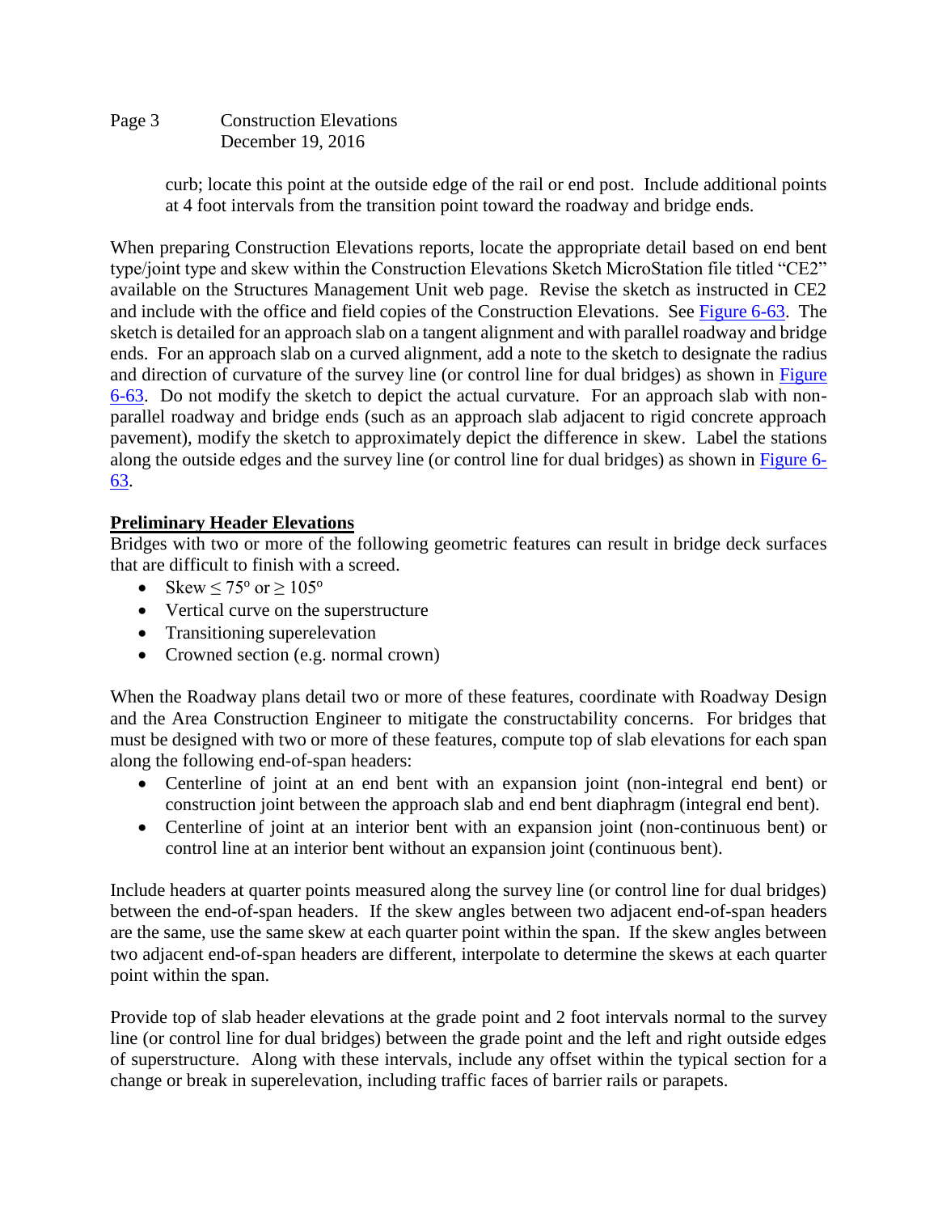curb; locate this point at the outside edge of the rail or end post. Include additional points at 4 foot intervals from the transition point toward the roadway and bridge ends.

When preparing Construction Elevations reports, locate the appropriate detail based on end bent type/joint type and skew within the Construction Elevations Sketch MicroStation file titled "CE2" available on the Structures Management Unit web page. Revise the sketch as instructed in CE2 and include with the office and field copies of the Construction Elevations. See Figure 6-63. The sketch is detailed for an approach slab on a tangent alignment and with parallel roadway and bridge ends. For an approach slab on a curved alignment, add a note to the sketch to designate the radius and direction of curvature of the survey line (or control line for dual bridges) as shown in Figure 6-63. Do not modify the sketch to depict the actual curvature. For an approach slab with non-parallel roadway and bridge ends (such as an approach slab adjacent to rigid concrete approach pavement), modify the sketch to approximately depict the difference in skew. Label the stations along the outside edges and the survey line (or control line for dual bridges) as shown in Figure 6-63.

**Preliminary Header Elevations**

Bridges with two or more of the following geometric features can result in bridge deck surfaces that are difficult to finish with a screed.

- Skew ≤ 75° or ≥ 105°
- Vertical curve on the superstructure
- Transitioning superelevation
- Crowned section (e.g. normal crown)

When the Roadway plans detail two or more of these features, coordinate with Roadway Design and the Area Construction Engineer to mitigate the constructability concerns. For bridges that must be designed with two or more of these features, compute top of slab elevations for each span along the following end-of-span headers:

- Centerline of joint at an end bent with an expansion joint (non-integral end bent) or construction joint between the approach slab and end bent diaphragm (integral end bent).
- Centerline of joint at an interior bent with an expansion joint (non-continuous bent) or control line at an interior bent without an expansion joint (continuous bent).

Include headers at quarter points measured along the survey line (or control line for dual bridges) between the end-of-span headers. If the skew angles between two adjacent end-of-span headers are the same, use the same skew at each quarter point within the span. If the skew angles between two adjacent end-of-span headers are different, interpolate to determine the skews at each quarter point within the span.

Provide top of slab header elevations at the grade point and 2 foot intervals normal to the survey line (or control line for dual bridges) between the grade point and the left and right outside edges of superstructure. Along with these intervals, include any offset within the typical section for a change or break in superelevation, including traffic faces of barrier rails or parapets.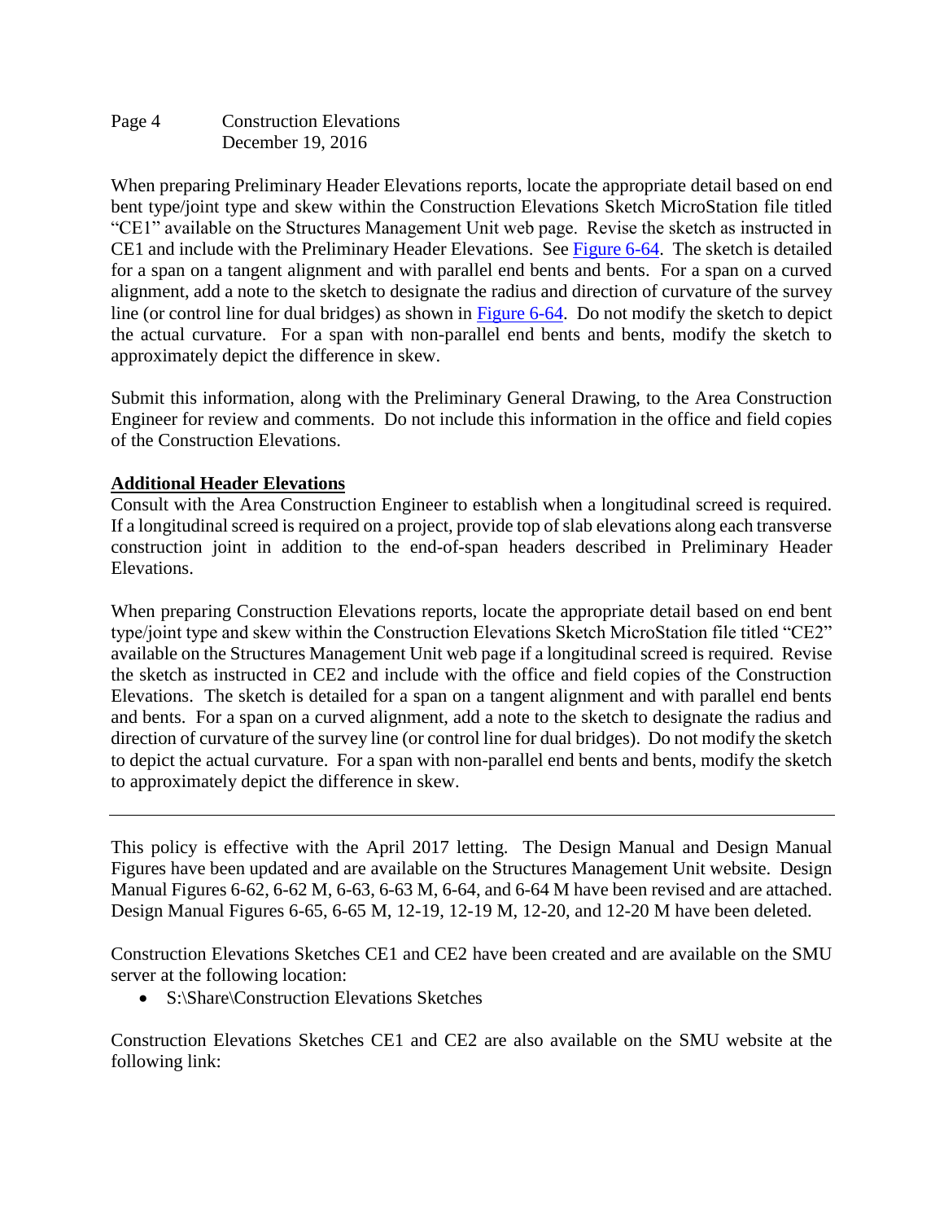When preparing Preliminary Header Elevations reports, locate the appropriate detail based on end bent type/joint type and skew within the Construction Elevations Sketch MicroStation file titled "CE1" available on the Structures Management Unit web page. Revise the sketch as instructed in CE1 and include with the Preliminary Header Elevations. See Figure 6-64. The sketch is detailed for a span on a tangent alignment and with parallel end bents and bents. For a span on a curved alignment, add a note to the sketch to designate the radius and direction of curvature of the survey line (or control line for dual bridges) as shown in Figure 6-64. Do not modify the sketch to depict the actual curvature. For a span with non-parallel end bents and bents, modify the sketch to approximately depict the difference in skew.

Submit this information, along with the Preliminary General Drawing, to the Area Construction Engineer for review and comments. Do not include this information in the office and field copies of the Construction Elevations.

**Additional Header Elevations**

Consult with the Area Construction Engineer to establish when a longitudinal screed is required. If a longitudinal screed is required on a project, provide top of slab elevations along each transverse construction joint in addition to the end-of-span headers described in Preliminary Header Elevations.

When preparing Construction Elevations reports, locate the appropriate detail based on end bent type/joint type and skew within the Construction Elevations Sketch MicroStation file titled "CE2" available on the Structures Management Unit web page if a longitudinal screed is required. Revise the sketch as instructed in CE2 and include with the office and field copies of the Construction Elevations. The sketch is detailed for a span on a tangent alignment and with parallel end bents and bents. For a span on a curved alignment, add a note to the sketch to designate the radius and direction of curvature of the survey line (or control line for dual bridges). Do not modify the sketch to depict the actual curvature. For a span with non-parallel end bents and bents, modify the sketch to approximately depict the difference in skew.

---

This policy is effective with the April 2017 letting. The Design Manual and Design Manual Figures have been updated and are available on the Structures Management Unit website. Design Manual Figures 6-62, 6-62 M, 6-63, 6-63 M, 6-64, and 6-64 M have been revised and are attached. Design Manual Figures 6-65, 6-65 M, 12-19, 12-19 M, 12-20, and 12-20 M have been deleted.

Construction Elevations Sketches CE1 and CE2 have been created and are available on the SMU server at the following location:

- S:\Share\Construction Elevations Sketches

Construction Elevations Sketches CE1 and CE2 are also available on the SMU website at the following link: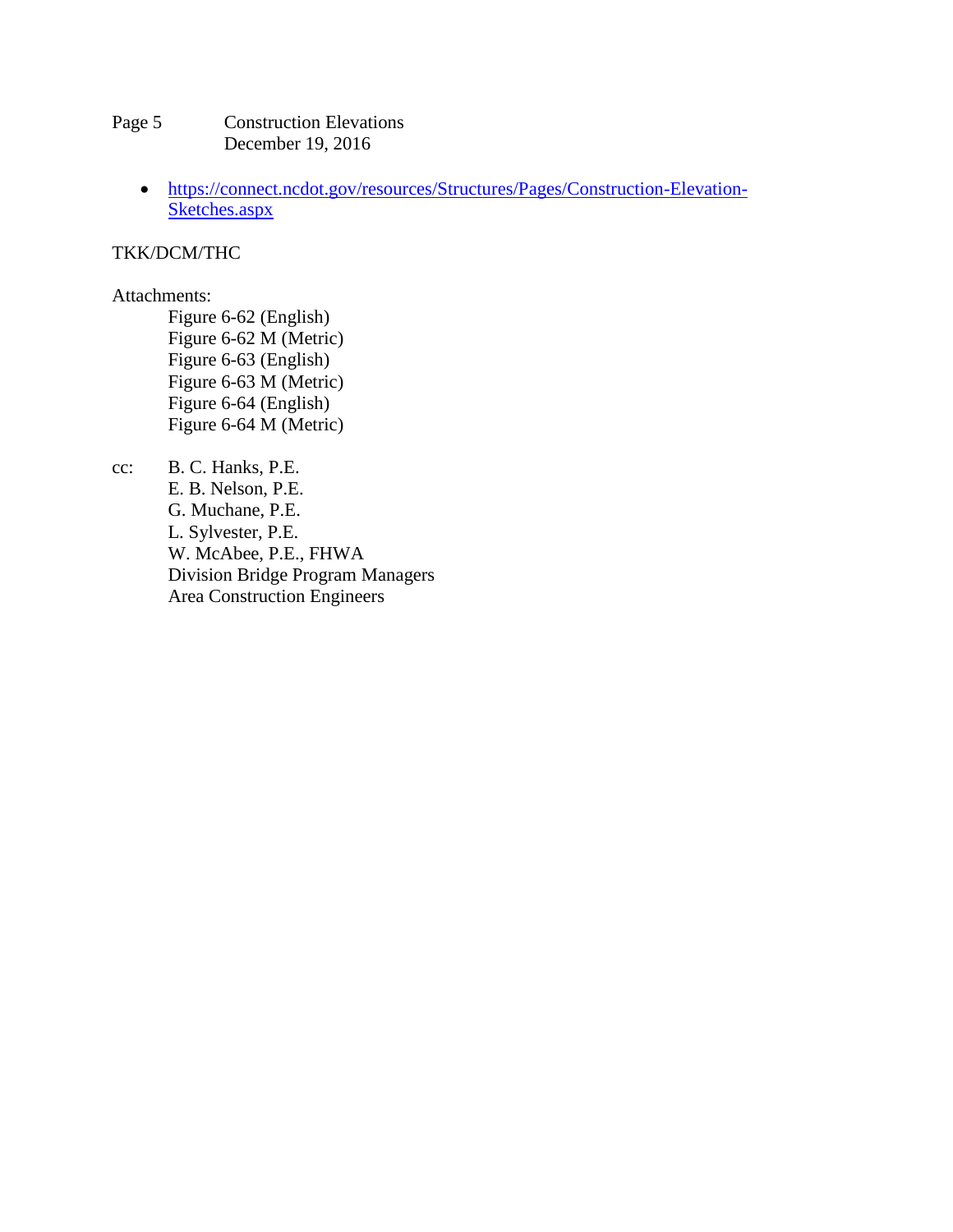- https://connect.ncdot.gov/resources/Structures/Pages/Construction-Elevation-Sketches.aspx

TKK/DCM/THC

Attachments:

Figure 6-62 (English)
Figure 6-62 M (Metric)
Figure 6-63 (English)
Figure 6-63 M (Metric)
Figure 6-64 (English)
Figure 6-64 M (Metric)

cc: B. C. Hanks, P.E.
E. B. Nelson, P.E.
G. Muchane, P.E.
L. Sylvester, P.E.
W. McAbee, P.E., FHWA
Division Bridge Program Managers
Area Construction Engineers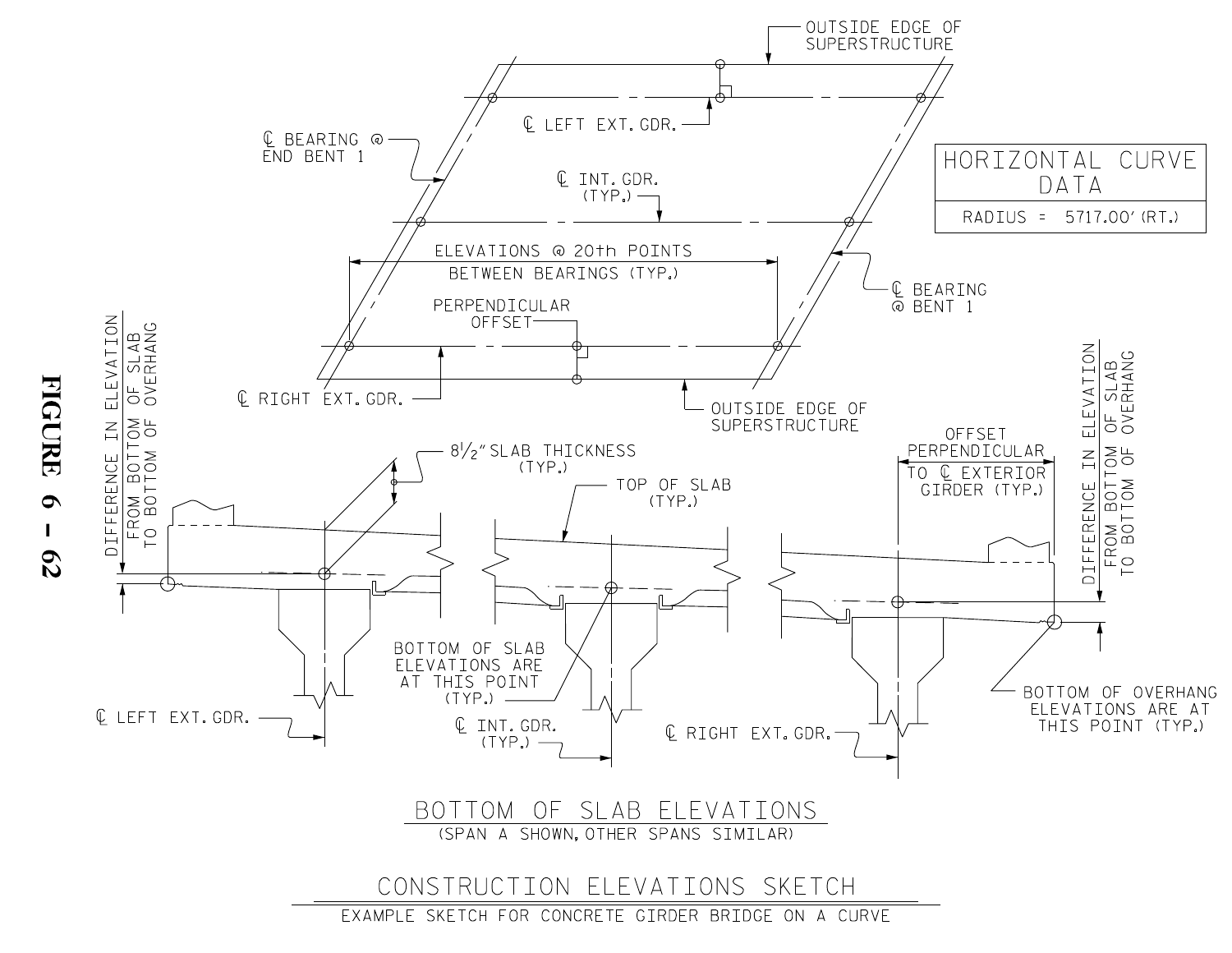# FIGURE 6 - 62

OUTSIDE EDGE OF SUPERSTRUCTURE

℄ LEFT EXT. GDR.

℄ BEARING @ END BENT 1

℄ INT. GDR. (TYP.)

| HORIZONTAL CURVE DATA |
|---|
| RADIUS = 5717.00' (RT.) |

ELEVATIONS @ 20th POINTS BETWEEN BEARINGS (TYP.)

℄ BEARING @ BENT 1

PERPENDICULAR OFFSET

℄ RIGHT EXT. GDR.

OUTSIDE EDGE OF SUPERSTRUCTURE

DIFFERENCE IN ELEVATION FROM BOTTOM OF SLAB TO BOTTOM OF OVERHANG

8½" SLAB THICKNESS (TYP.)

TOP OF SLAB (TYP.)

OFFSET PERPENDICULAR TO ℄ EXTERIOR GIRDER (TYP.)

DIFFERENCE IN ELEVATION FROM BOTTOM OF SLAB TO BOTTOM OF OVERHANG

BOTTOM OF SLAB ELEVATIONS ARE AT THIS POINT (TYP.)

BOTTOM OF OVERHANG ELEVATIONS ARE AT THIS POINT (TYP.)

℄ LEFT EXT. GDR.

℄ INT. GDR. (TYP.)

℄ RIGHT EXT. GDR.

## BOTTOM OF SLAB ELEVATIONS

(SPAN A SHOWN, OTHER SPANS SIMILAR)

## CONSTRUCTION ELEVATIONS SKETCH

EXAMPLE SKETCH FOR CONCRETE GIRDER BRIDGE ON A CURVE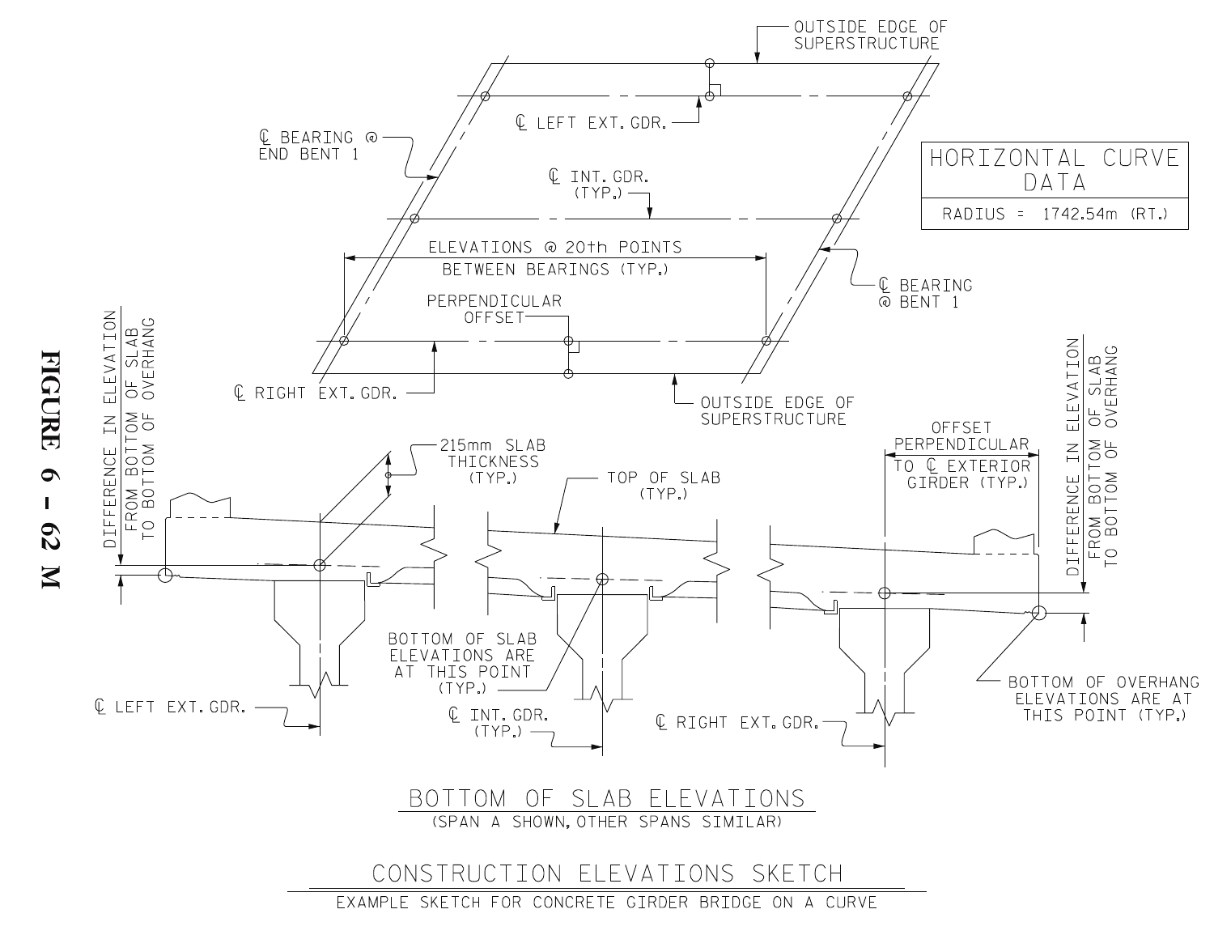**FIGURE 6 - 62 M**

HORIZONTAL CURVE DATA

RADIUS = 1742.54m (RT.)

OUTSIDE EDGE OF SUPERSTRUCTURE

℄ LEFT EXT. GDR.

℄ BEARING @ END BENT 1

℄ INT. GDR. (TYP.)

ELEVATIONS @ 20th POINTS BETWEEN BEARINGS (TYP.)

℄ BEARING @ BENT 1

PERPENDICULAR OFFSET

℄ RIGHT EXT. GDR.

OUTSIDE EDGE OF SUPERSTRUCTURE

DIFFERENCE IN ELEVATION FROM BOTTOM OF SLAB TO BOTTOM OF OVERHANG

215mm SLAB THICKNESS (TYP.)

TOP OF SLAB (TYP.)

OFFSET PERPENDICULAR TO ℄ EXTERIOR GIRDER (TYP.)

DIFFERENCE IN ELEVATION FROM BOTTOM OF SLAB TO BOTTOM OF OVERHANG

BOTTOM OF SLAB ELEVATIONS ARE AT THIS POINT (TYP.)

BOTTOM OF OVERHANG ELEVATIONS ARE AT THIS POINT (TYP.)

℄ LEFT EXT. GDR.

℄ INT. GDR. (TYP.)

℄ RIGHT EXT. GDR.

BOTTOM OF SLAB ELEVATIONS

(SPAN A SHOWN, OTHER SPANS SIMILAR)

CONSTRUCTION ELEVATIONS SKETCH

EXAMPLE SKETCH FOR CONCRETE GIRDER BRIDGE ON A CURVE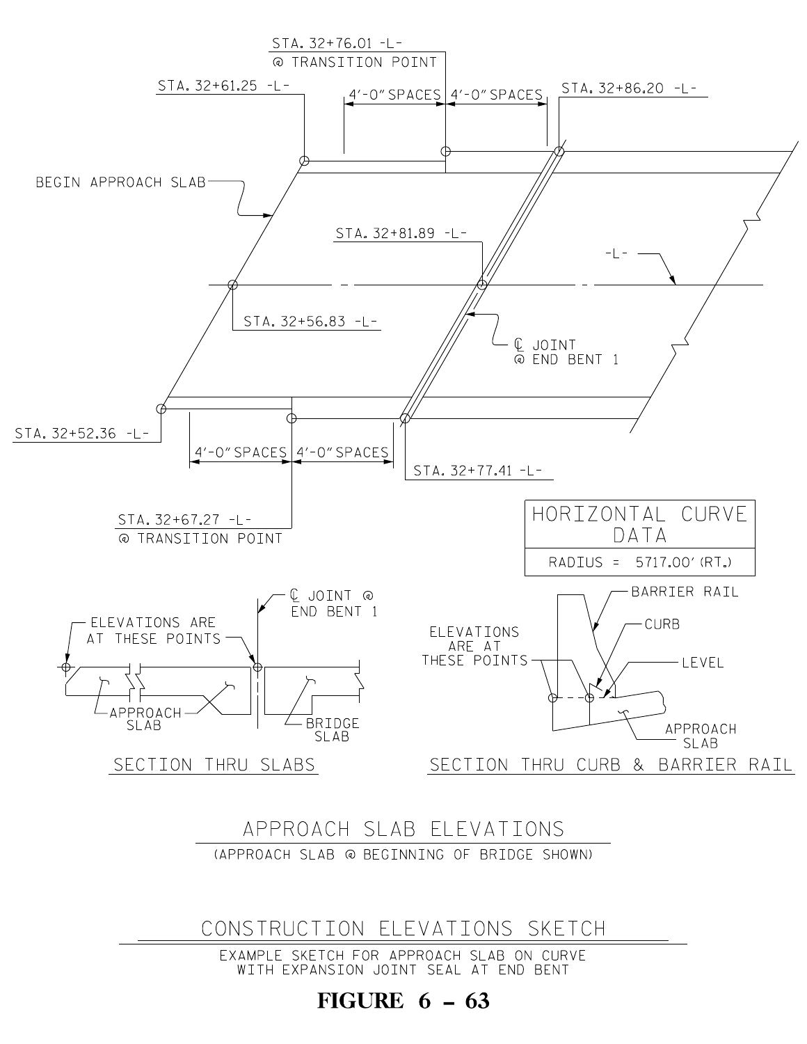STA. 32+76.01 -L-
@ TRANSITION POINT

STA. 32+61.25 -L-

4'-0" SPACES | 4'-0" SPACES

STA. 32+86.20 -L-

BEGIN APPROACH SLAB

STA. 32+81.89 -L-

-L-

STA. 32+56.83 -L-

℄ JOINT
@ END BENT 1

STA. 32+52.36 -L-

4'-0" SPACES | 4'-0" SPACES

STA. 32+77.41 -L-

STA. 32+67.27 -L-
@ TRANSITION POINT

| HORIZONTAL CURVE DATA |
| --- |
| RADIUS = 5717.00' (RT.) |

ELEVATIONS ARE AT THESE POINTS

℄ JOINT @ END BENT 1

APPROACH SLAB

BRIDGE SLAB

SECTION THRU SLABS

BARRIER RAIL

CURB

ELEVATIONS ARE AT THESE POINTS

LEVEL

APPROACH SLAB

SECTION THRU CURB & BARRIER RAIL

## APPROACH SLAB ELEVATIONS

(APPROACH SLAB @ BEGINNING OF BRIDGE SHOWN)

## CONSTRUCTION ELEVATIONS SKETCH

EXAMPLE SKETCH FOR APPROACH SLAB ON CURVE
WITH EXPANSION JOINT SEAL AT END BENT

**FIGURE 6 – 63**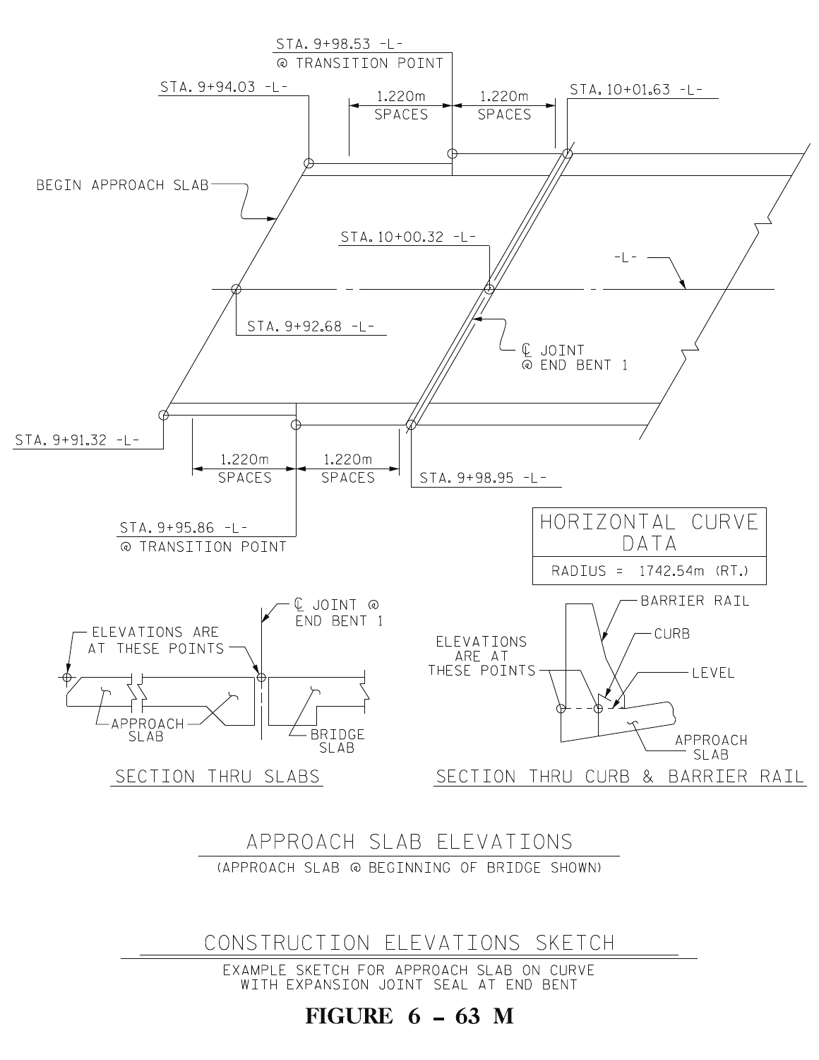STA. 9+98.53 -L-
@ TRANSITION POINT

STA. 9+94.03 -L-

1.220m SPACES

1.220m SPACES

STA. 10+01.63 -L-

BEGIN APPROACH SLAB

STA. 10+00.32 -L-

-L-

STA. 9+92.68 -L-

℄ JOINT
@ END BENT 1

STA. 9+91.32 -L-

1.220m SPACES

1.220m SPACES

STA. 9+98.95 -L-

STA. 9+95.86 -L-
@ TRANSITION POINT

| HORIZONTAL CURVE DATA |
| --- |
| RADIUS = 1742.54m (RT.) |

ELEVATIONS ARE AT THESE POINTS

℄ JOINT @ END BENT 1

APPROACH SLAB

BRIDGE SLAB

SECTION THRU SLABS

BARRIER RAIL

CURB

ELEVATIONS ARE AT THESE POINTS

LEVEL

APPROACH SLAB

SECTION THRU CURB & BARRIER RAIL

## APPROACH SLAB ELEVATIONS

(APPROACH SLAB @ BEGINNING OF BRIDGE SHOWN)

## CONSTRUCTION ELEVATIONS SKETCH

EXAMPLE SKETCH FOR APPROACH SLAB ON CURVE WITH EXPANSION JOINT SEAL AT END BENT

**FIGURE 6 – 63 M**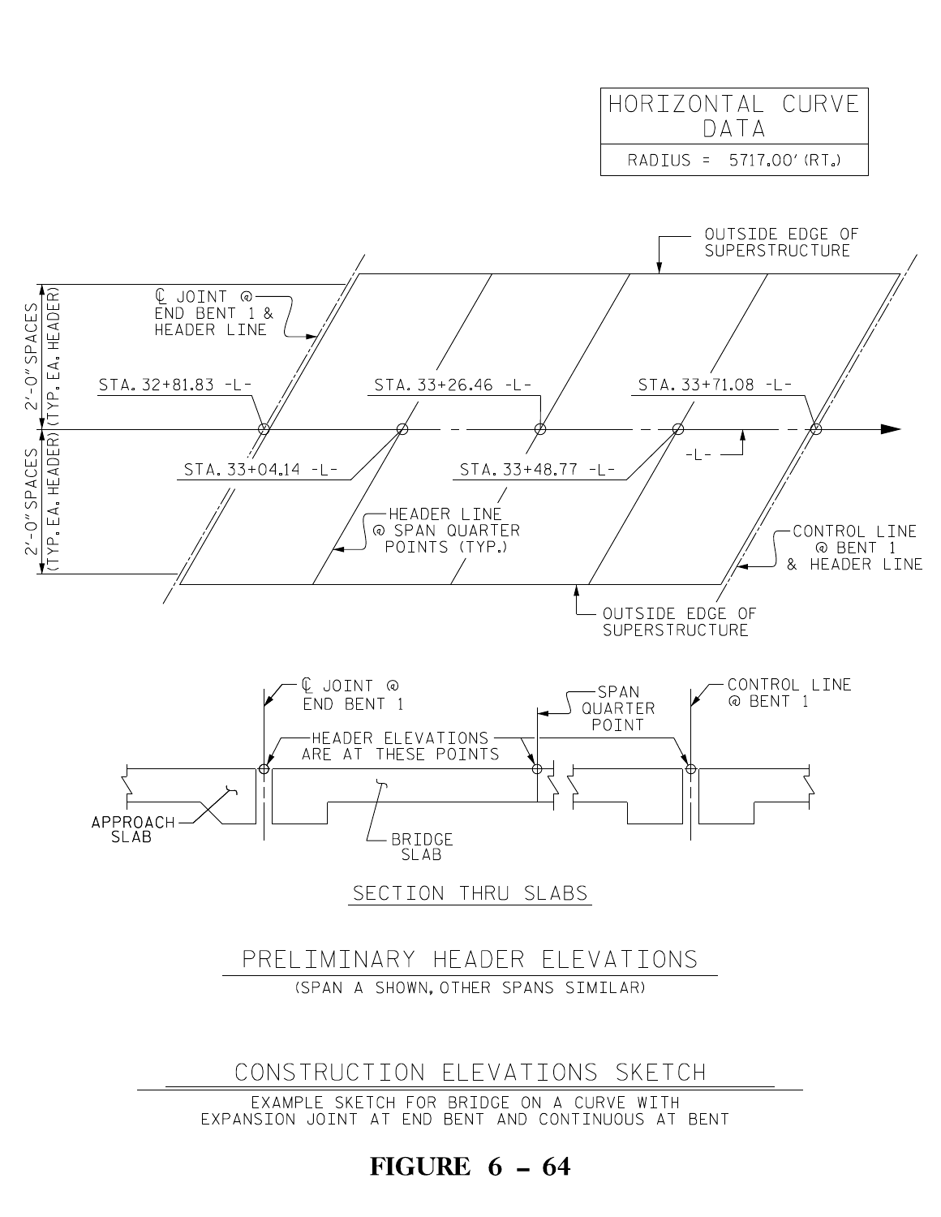| HORIZONTAL CURVE DATA |
| --- |
| RADIUS = 5717.00' (RT.) |

OUTSIDE EDGE OF SUPERSTRUCTURE

℄ JOINT @ END BENT 1 & HEADER LINE

2'-0" SPACES (TYP. EA. HEADER)

2'-0" SPACES (TYP. EA. HEADER)

STA. 32+81.83 -L-

STA. 33+26.46 -L-

STA. 33+71.08 -L-

STA. 33+04.14 -L-

STA. 33+48.77 -L-

-L-

HEADER LINE @ SPAN QUARTER POINTS (TYP.)

CONTROL LINE @ BENT 1 & HEADER LINE

OUTSIDE EDGE OF SUPERSTRUCTURE

℄ JOINT @ END BENT 1

SPAN QUARTER POINT

CONTROL LINE @ BENT 1

HEADER ELEVATIONS ARE AT THESE POINTS

APPROACH SLAB

BRIDGE SLAB

SECTION THRU SLABS

PRELIMINARY HEADER ELEVATIONS

(SPAN A SHOWN, OTHER SPANS SIMILAR)

CONSTRUCTION ELEVATIONS SKETCH

EXAMPLE SKETCH FOR BRIDGE ON A CURVE WITH EXPANSION JOINT AT END BENT AND CONTINUOUS AT BENT

**FIGURE 6 – 64**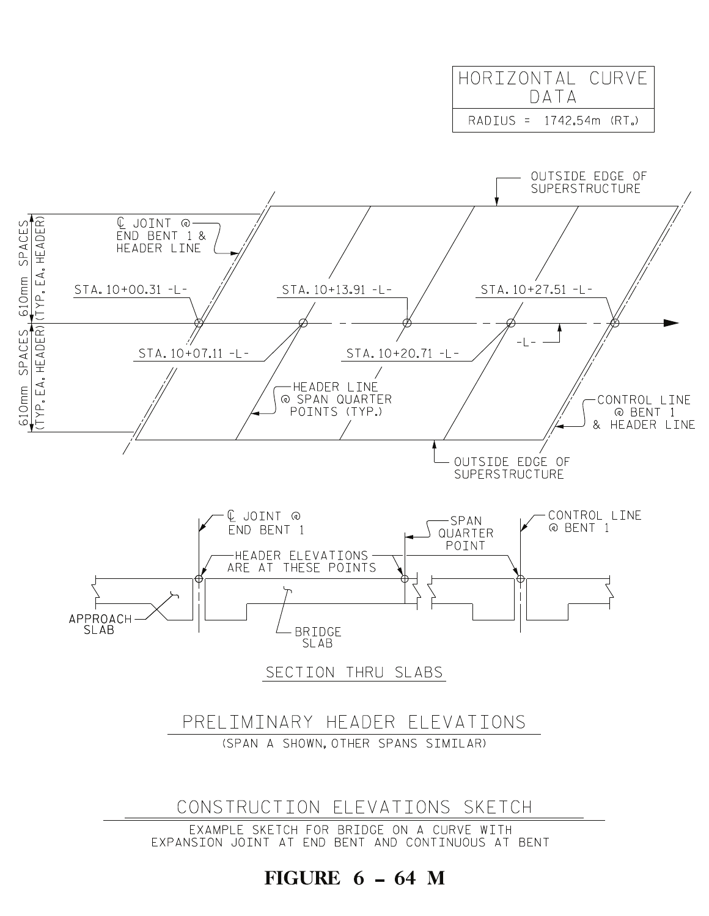HORIZONTAL CURVE DATA

RADIUS = 1742.54m (RT.)

OUTSIDE EDGE OF SUPERSTRUCTURE

℄ JOINT @ END BENT 1 & HEADER LINE

610mm SPACES (TYP. EA. HEADER)

610mm SPACES (TYP. EA. HEADER)

STA. 10+00.31 -L-

STA. 10+13.91 -L-

STA. 10+27.51 -L-

STA. 10+07.11 -L-

STA. 10+20.71 -L-

-L-

HEADER LINE @ SPAN QUARTER POINTS (TYP.)

CONTROL LINE @ BENT 1 & HEADER LINE

OUTSIDE EDGE OF SUPERSTRUCTURE

℄ JOINT @ END BENT 1

SPAN QUARTER POINT

CONTROL LINE @ BENT 1

HEADER ELEVATIONS ARE AT THESE POINTS

APPROACH SLAB

BRIDGE SLAB

SECTION THRU SLABS

PRELIMINARY HEADER ELEVATIONS

(SPAN A SHOWN, OTHER SPANS SIMILAR)

CONSTRUCTION ELEVATIONS SKETCH

EXAMPLE SKETCH FOR BRIDGE ON A CURVE WITH EXPANSION JOINT AT END BENT AND CONTINUOUS AT BENT

**FIGURE 6 - 64 M**